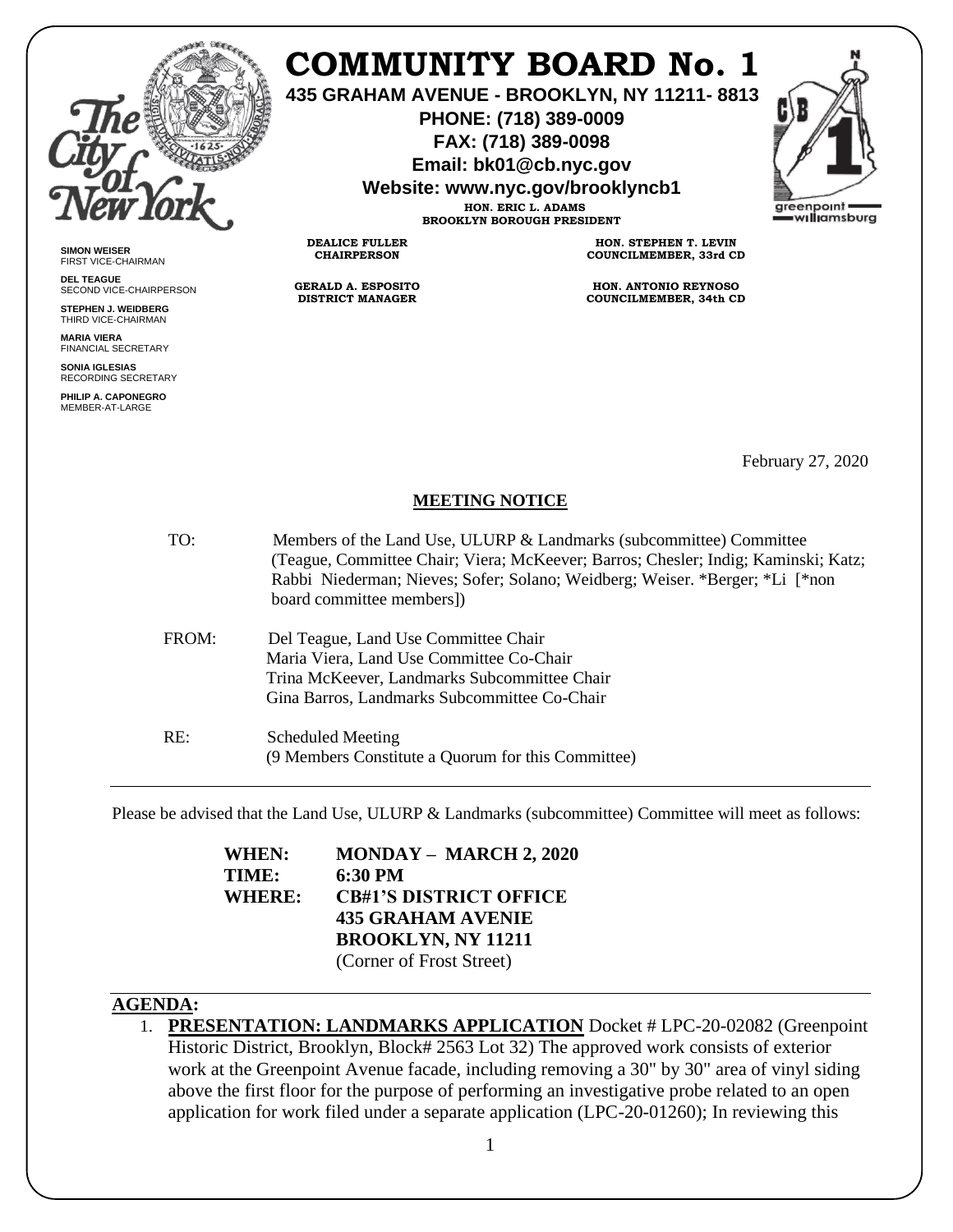# COMMUNITY BOARD No. 1

**435 GRAHAM AVENUE - BROOKLYN, NY 11211- 8813**

**PHONE: (718) 389-0009**

**FAX: (718) 389-0098**

**Email: bk01@cb.nyc.gov**

**Website: www.nyc.gov/brooklyncb1**

**HON. ERIC L. ADAMS**
**BROOKLYN BOROUGH PRESIDENT**

**DEALICE FULLER**
**CHAIRPERSON**

**GERALD A. ESPOSITO**
**DISTRICT MANAGER**

**HON. STEPHEN T. LEVIN**
**COUNCILMEMBER, 33rd CD**

**HON. ANTONIO REYNOSO**
**COUNCILMEMBER, 34th CD**

**SIMON WEISER**
FIRST VICE-CHAIRMAN

**DEL TEAGUE**
SECOND VICE-CHAIRPERSON

**STEPHEN J. WEIDBERG**
THIRD VICE-CHAIRMAN

**MARIA VIERA**
FINANCIAL SECRETARY

**SONIA IGLESIAS**
RECORDING SECRETARY

**PHILIP A. CAPONEGRO**
MEMBER-AT-LARGE

February 27, 2020

## MEETING NOTICE

TO: Members of the Land Use, ULURP & Landmarks (subcommittee) Committee (Teague, Committee Chair; Viera; McKeever; Barros; Chesler; Indig; Kaminski; Katz; Rabbi Niederman; Nieves; Sofer; Solano; Weidberg; Weiser. *Berger; *Li [*non board committee members])

FROM: Del Teague, Land Use Committee Chair
Maria Viera, Land Use Committee Co-Chair
Trina McKeever, Landmarks Subcommittee Chair
Gina Barros, Landmarks Subcommittee Co-Chair

RE: Scheduled Meeting
(9 Members Constitute a Quorum for this Committee)

---

Please be advised that the Land Use, ULURP & Landmarks (subcommittee) Committee will meet as follows:

**WHEN: MONDAY – MARCH 2, 2020**
**TIME: 6:30 PM**
**WHERE: CB#1'S DISTRICT OFFICE**
**435 GRAHAM AVENIE**
**BROOKLYN, NY 11211**
(Corner of Frost Street)

---

**AGENDA:**

1. **PRESENTATION: LANDMARKS APPLICATION** Docket # LPC-20-02082 (Greenpoint Historic District, Brooklyn, Block# 2563 Lot 32) The approved work consists of exterior work at the Greenpoint Avenue facade, including removing a 30" by 30" area of vinyl siding above the first floor for the purpose of performing an investigative probe related to an open application for work filed under a separate application (LPC-20-01260); In reviewing this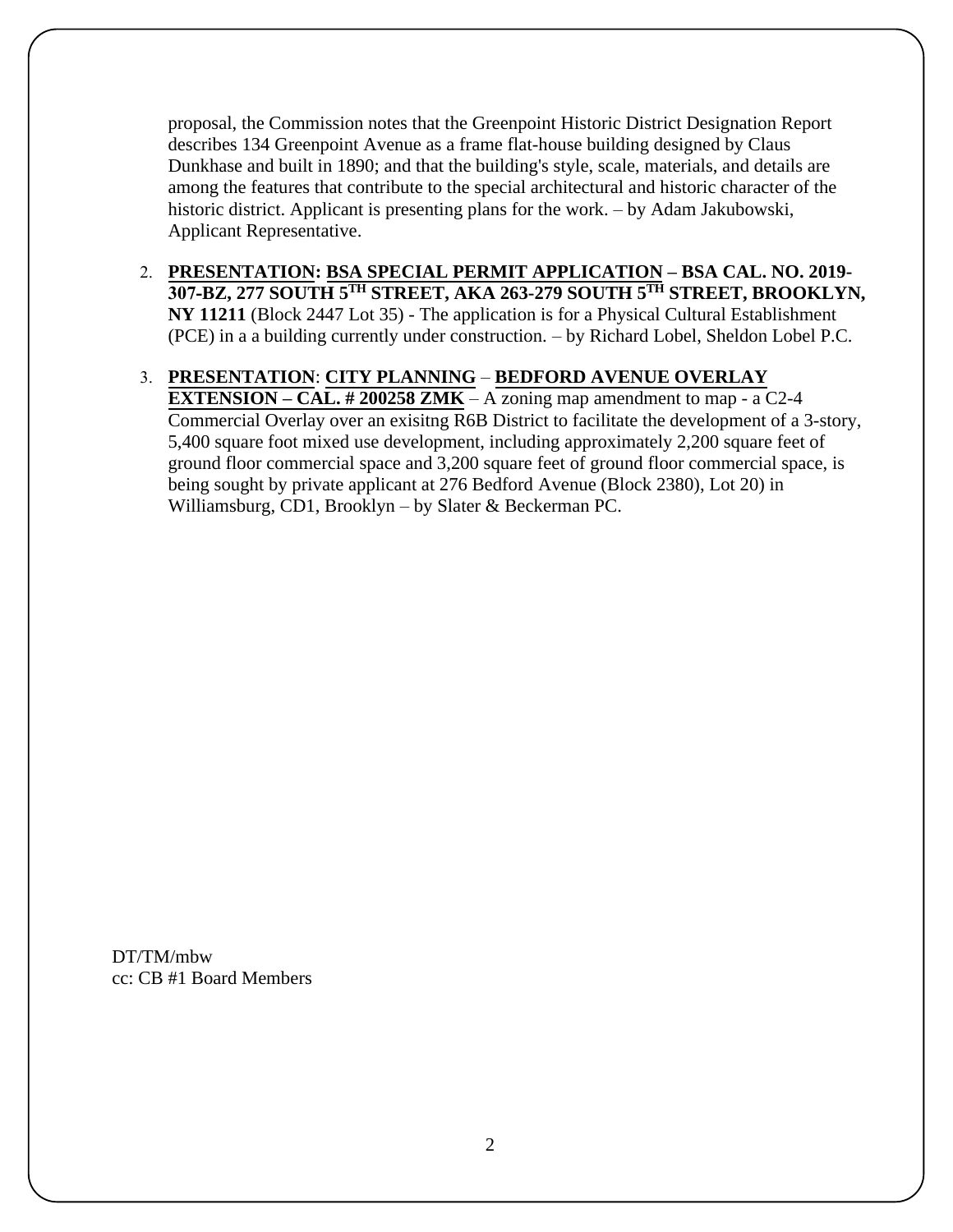proposal, the Commission notes that the Greenpoint Historic District Designation Report describes 134 Greenpoint Avenue as a frame flat-house building designed by Claus Dunkhase and built in 1890; and that the building's style, scale, materials, and details are among the features that contribute to the special architectural and historic character of the historic district. Applicant is presenting plans for the work. – by Adam Jakubowski, Applicant Representative.

2. **PRESENTATION: BSA SPECIAL PERMIT APPLICATION – BSA CAL. NO. 2019-307-BZ, 277 SOUTH 5TH STREET, AKA 263-279 SOUTH 5TH STREET, BROOKLYN, NY 11211** (Block 2447 Lot 35) - The application is for a Physical Cultural Establishment (PCE) in a a building currently under construction. – by Richard Lobel, Sheldon Lobel P.C.

3. **PRESENTATION**: **CITY PLANNING** – **BEDFORD AVENUE OVERLAY EXTENSION – CAL. # 200258 ZMK** – A zoning map amendment to map - a C2-4 Commercial Overlay over an exisitng R6B District to facilitate the development of a 3-story, 5,400 square foot mixed use development, including approximately 2,200 square feet of ground floor commercial space and 3,200 square feet of ground floor commercial space, is being sought by private applicant at 276 Bedford Avenue (Block 2380), Lot 20) in Williamsburg, CD1, Brooklyn – by Slater & Beckerman PC.

DT/TM/mbw
cc: CB #1 Board Members